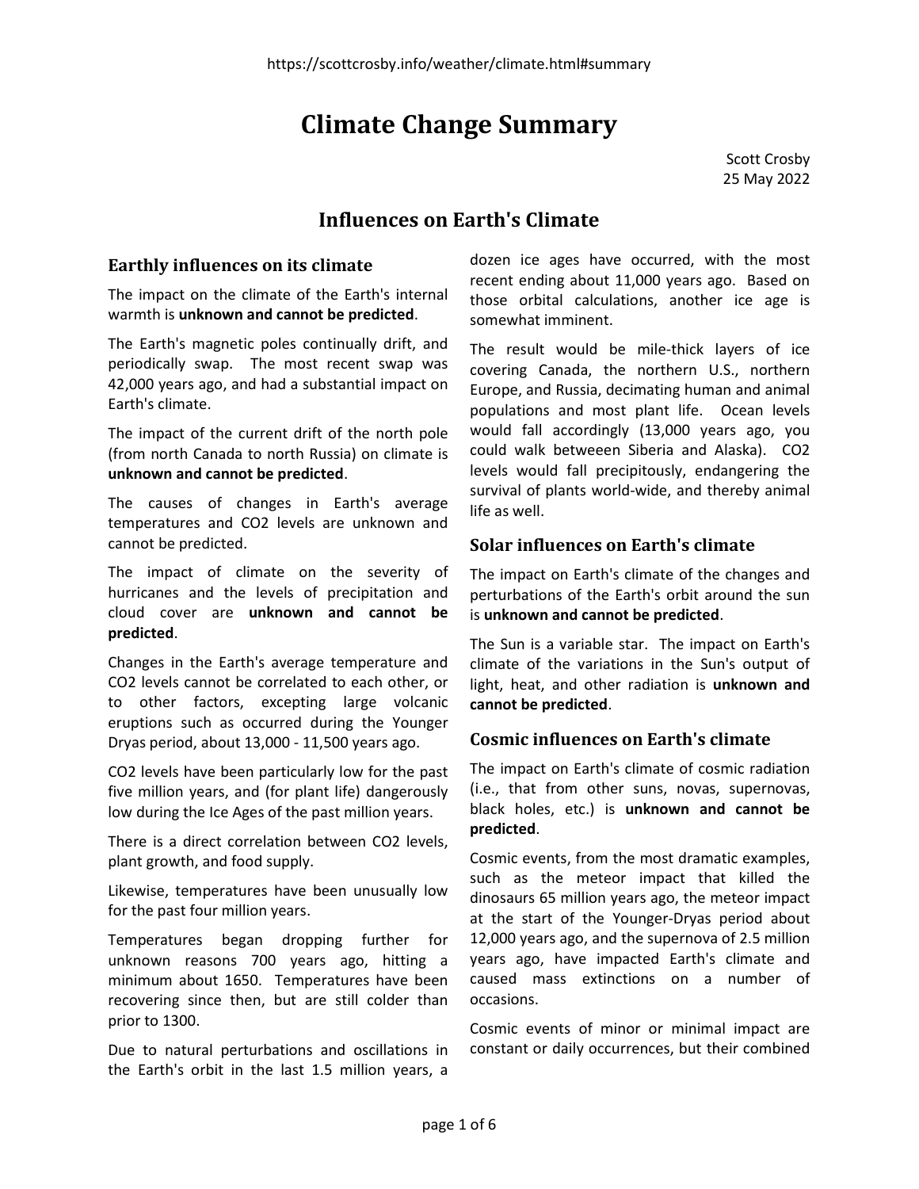# Climate Change Summary

Scott Crosby
25 May 2022

## Influences on Earth's Climate

### Earthly influences on its climate

The impact on the climate of the Earth's internal warmth is **unknown and cannot be predicted**.

The Earth's magnetic poles continually drift, and periodically swap. The most recent swap was 42,000 years ago, and had a substantial impact on Earth's climate.

The impact of the current drift of the north pole (from north Canada to north Russia) on climate is **unknown and cannot be predicted**.

The causes of changes in Earth's average temperatures and CO2 levels are unknown and cannot be predicted.

The impact of climate on the severity of hurricanes and the levels of precipitation and cloud cover are **unknown and cannot be predicted**.

Changes in the Earth's average temperature and CO2 levels cannot be correlated to each other, or to other factors, excepting large volcanic eruptions such as occurred during the Younger Dryas period, about 13,000 - 11,500 years ago.

CO2 levels have been particularly low for the past five million years, and (for plant life) dangerously low during the Ice Ages of the past million years.

There is a direct correlation between CO2 levels, plant growth, and food supply.

Likewise, temperatures have been unusually low for the past four million years.

Temperatures began dropping further for unknown reasons 700 years ago, hitting a minimum about 1650. Temperatures have been recovering since then, but are still colder than prior to 1300.

Due to natural perturbations and oscillations in the Earth's orbit in the last 1.5 million years, a dozen ice ages have occurred, with the most recent ending about 11,000 years ago. Based on those orbital calculations, another ice age is somewhat imminent.

The result would be mile-thick layers of ice covering Canada, the northern U.S., northern Europe, and Russia, decimating human and animal populations and most plant life. Ocean levels would fall accordingly (13,000 years ago, you could walk betweeen Siberia and Alaska). CO2 levels would fall precipitously, endangering the survival of plants world-wide, and thereby animal life as well.

### Solar influences on Earth's climate

The impact on Earth's climate of the changes and perturbations of the Earth's orbit around the sun is **unknown and cannot be predicted**.

The Sun is a variable star. The impact on Earth's climate of the variations in the Sun's output of light, heat, and other radiation is **unknown and cannot be predicted**.

### Cosmic influences on Earth's climate

The impact on Earth's climate of cosmic radiation (i.e., that from other suns, novas, supernovas, black holes, etc.) is **unknown and cannot be predicted**.

Cosmic events, from the most dramatic examples, such as the meteor impact that killed the dinosaurs 65 million years ago, the meteor impact at the start of the Younger-Dryas period about 12,000 years ago, and the supernova of 2.5 million years ago, have impacted Earth's climate and caused mass extinctions on a number of occasions.

Cosmic events of minor or minimal impact are constant or daily occurrences, but their combined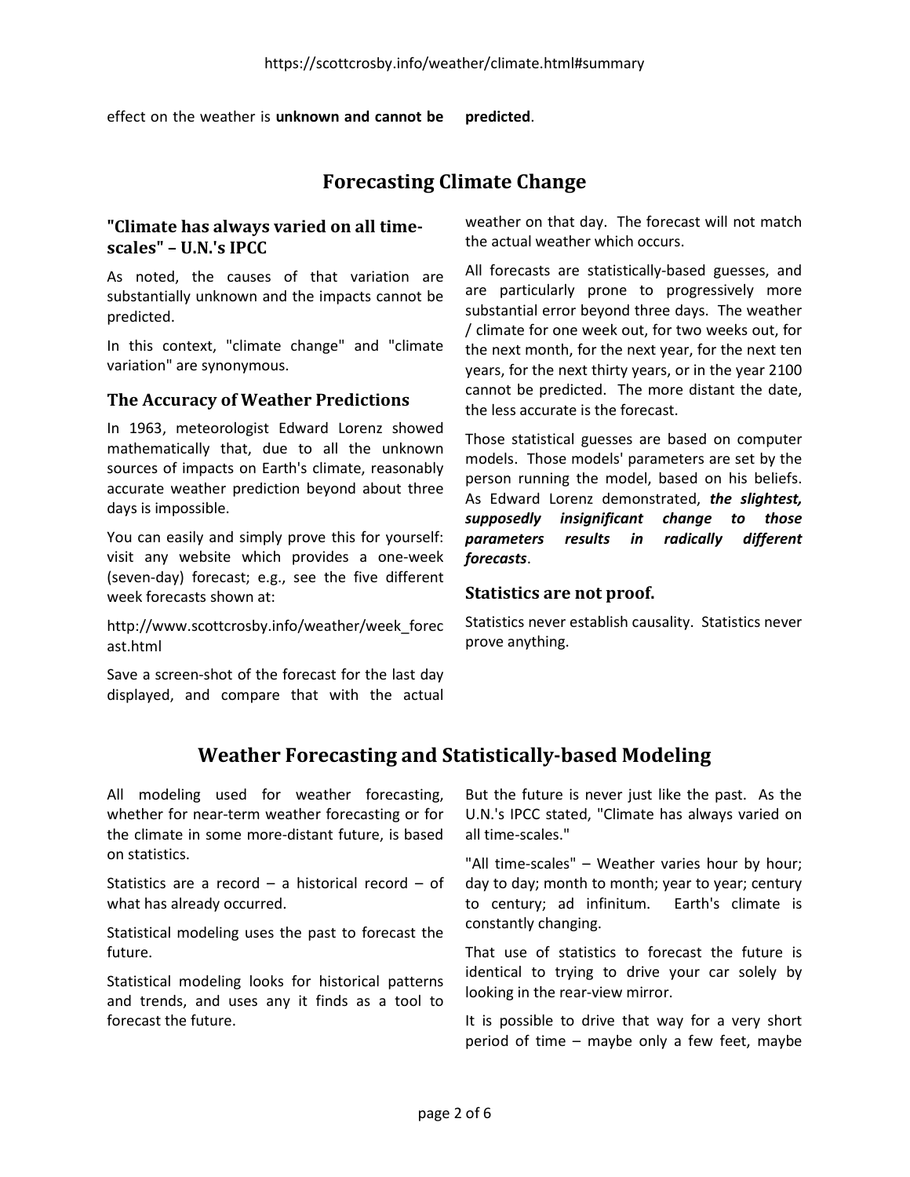effect on the weather is **unknown and cannot be predicted**.

## Forecasting Climate Change

### "Climate has always varied on all time-scales" – U.N.'s IPCC

As noted, the causes of that variation are substantially unknown and the impacts cannot be predicted.

In this context, "climate change" and "climate variation" are synonymous.

### The Accuracy of Weather Predictions

In 1963, meteorologist Edward Lorenz showed mathematically that, due to all the unknown sources of impacts on Earth's climate, reasonably accurate weather prediction beyond about three days is impossible.

You can easily and simply prove this for yourself: visit any website which provides a one-week (seven-day) forecast; e.g., see the five different week forecasts shown at:

http://www.scottcrosby.info/weather/week_forecast.html

Save a screen-shot of the forecast for the last day displayed, and compare that with the actual weather on that day. The forecast will not match the actual weather which occurs.

All forecasts are statistically-based guesses, and are particularly prone to progressively more substantial error beyond three days. The weather / climate for one week out, for two weeks out, for the next month, for the next year, for the next ten years, for the next thirty years, or in the year 2100 cannot be predicted. The more distant the date, the less accurate is the forecast.

Those statistical guesses are based on computer models. Those models' parameters are set by the person running the model, based on his beliefs. As Edward Lorenz demonstrated, ***the slightest, supposedly insignificant change to those parameters results in radically different forecasts***.

### Statistics are not proof.

Statistics never establish causality. Statistics never prove anything.

## Weather Forecasting and Statistically-based Modeling

All modeling used for weather forecasting, whether for near-term weather forecasting or for the climate in some more-distant future, is based on statistics.

Statistics are a record – a historical record – of what has already occurred.

Statistical modeling uses the past to forecast the future.

Statistical modeling looks for historical patterns and trends, and uses any it finds as a tool to forecast the future.

But the future is never just like the past. As the U.N.'s IPCC stated, "Climate has always varied on all time-scales."

"All time-scales" – Weather varies hour by hour; day to day; month to month; year to year; century to century; ad infinitum. Earth's climate is constantly changing.

That use of statistics to forecast the future is identical to trying to drive your car solely by looking in the rear-view mirror.

It is possible to drive that way for a very short period of time – maybe only a few feet, maybe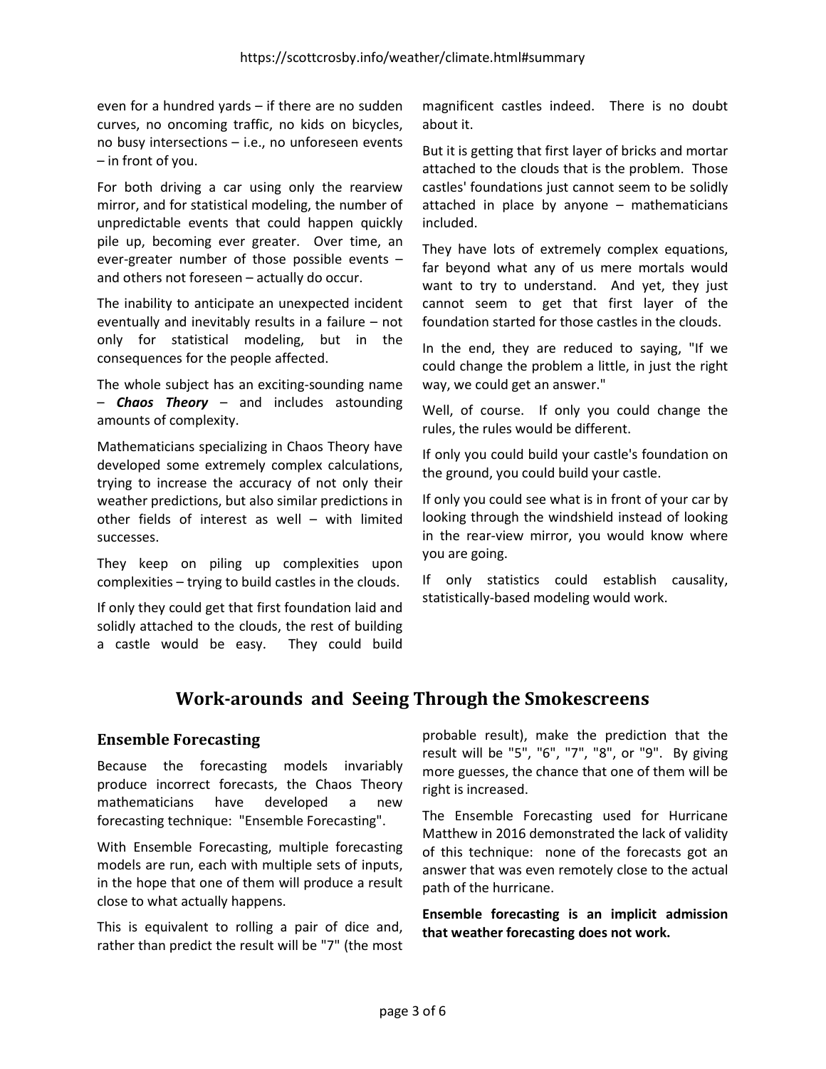even for a hundred yards – if there are no sudden curves, no oncoming traffic, no kids on bicycles, no busy intersections – i.e., no unforeseen events – in front of you.

For both driving a car using only the rearview mirror, and for statistical modeling, the number of unpredictable events that could happen quickly pile up, becoming ever greater. Over time, an ever-greater number of those possible events – and others not foreseen – actually do occur.

The inability to anticipate an unexpected incident eventually and inevitably results in a failure – not only for statistical modeling, but in the consequences for the people affected.

The whole subject has an exciting-sounding name – ***Chaos Theory*** – and includes astounding amounts of complexity.

Mathematicians specializing in Chaos Theory have developed some extremely complex calculations, trying to increase the accuracy of not only their weather predictions, but also similar predictions in other fields of interest as well – with limited successes.

They keep on piling up complexities upon complexities – trying to build castles in the clouds.

If only they could get that first foundation laid and solidly attached to the clouds, the rest of building a castle would be easy. They could build magnificent castles indeed. There is no doubt about it.

But it is getting that first layer of bricks and mortar attached to the clouds that is the problem. Those castles' foundations just cannot seem to be solidly attached in place by anyone – mathematicians included.

They have lots of extremely complex equations, far beyond what any of us mere mortals would want to try to understand. And yet, they just cannot seem to get that first layer of the foundation started for those castles in the clouds.

In the end, they are reduced to saying, "If we could change the problem a little, in just the right way, we could get an answer."

Well, of course. If only you could change the rules, the rules would be different.

If only you could build your castle's foundation on the ground, you could build your castle.

If only you could see what is in front of your car by looking through the windshield instead of looking in the rear-view mirror, you would know where you are going.

If only statistics could establish causality, statistically-based modeling would work.

## Work-arounds and Seeing Through the Smokescreens

### Ensemble Forecasting

Because the forecasting models invariably produce incorrect forecasts, the Chaos Theory mathematicians have developed a new forecasting technique: "Ensemble Forecasting".

With Ensemble Forecasting, multiple forecasting models are run, each with multiple sets of inputs, in the hope that one of them will produce a result close to what actually happens.

This is equivalent to rolling a pair of dice and, rather than predict the result will be "7" (the most probable result), make the prediction that the result will be "5", "6", "7", "8", or "9". By giving more guesses, the chance that one of them will be right is increased.

The Ensemble Forecasting used for Hurricane Matthew in 2016 demonstrated the lack of validity of this technique: none of the forecasts got an answer that was even remotely close to the actual path of the hurricane.

**Ensemble forecasting is an implicit admission that weather forecasting does not work.**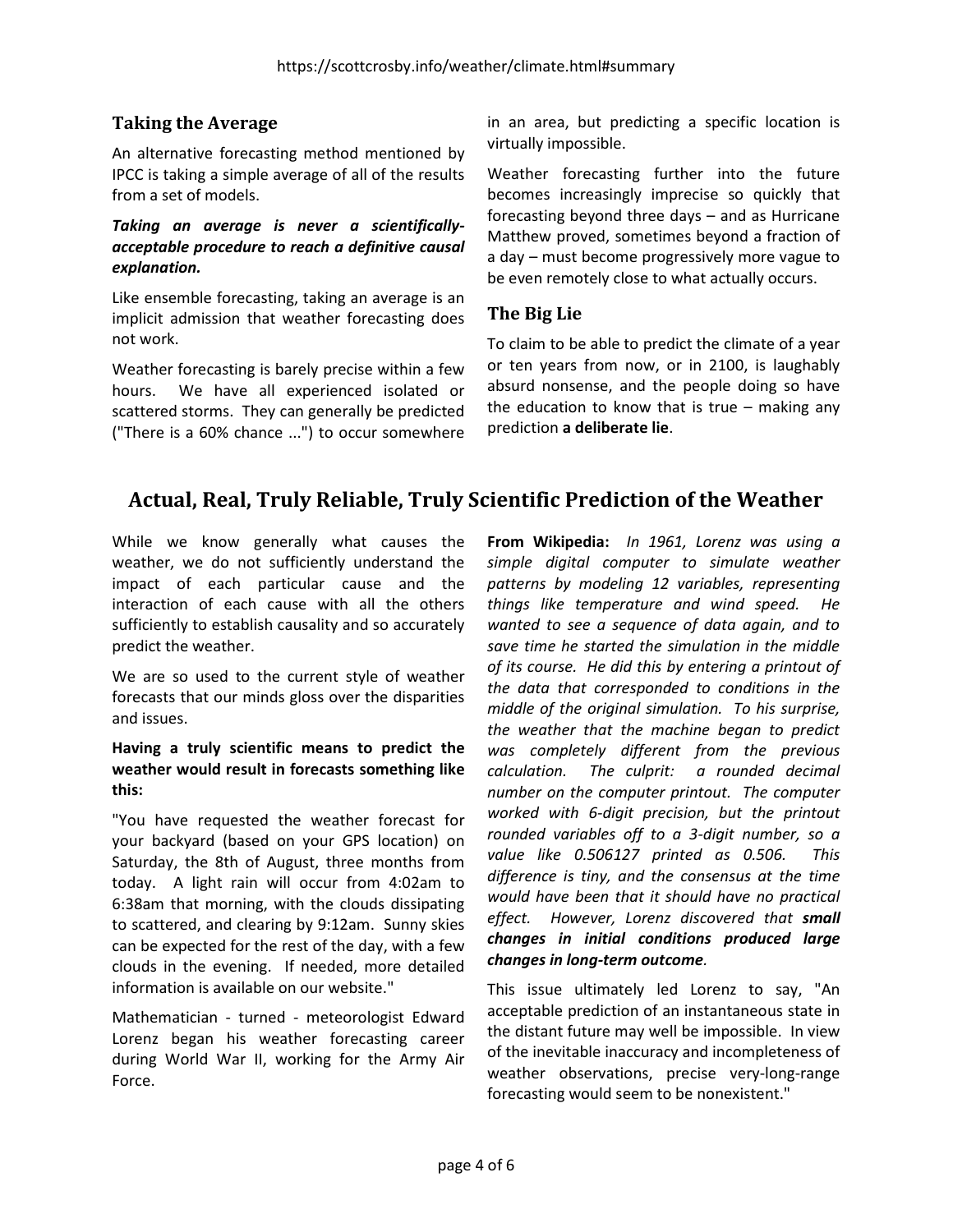## Taking the Average

An alternative forecasting method mentioned by IPCC is taking a simple average of all of the results from a set of models.

***Taking an average is never a scientifically-acceptable procedure to reach a definitive causal explanation.***

Like ensemble forecasting, taking an average is an implicit admission that weather forecasting does not work.

Weather forecasting is barely precise within a few hours. We have all experienced isolated or scattered storms. They can generally be predicted ("There is a 60% chance ...") to occur somewhere in an area, but predicting a specific location is virtually impossible.

Weather forecasting further into the future becomes increasingly imprecise so quickly that forecasting beyond three days – and as Hurricane Matthew proved, sometimes beyond a fraction of a day – must become progressively more vague to be even remotely close to what actually occurs.

## The Big Lie

To claim to be able to predict the climate of a year or ten years from now, or in 2100, is laughably absurd nonsense, and the people doing so have the education to know that is true – making any prediction **a deliberate lie**.

# Actual, Real, Truly Reliable, Truly Scientific Prediction of the Weather

While we know generally what causes the weather, we do not sufficiently understand the impact of each particular cause and the interaction of each cause with all the others sufficiently to establish causality and so accurately predict the weather.

We are so used to the current style of weather forecasts that our minds gloss over the disparities and issues.

**Having a truly scientific means to predict the weather would result in forecasts something like this:**

"You have requested the weather forecast for your backyard (based on your GPS location) on Saturday, the 8th of August, three months from today. A light rain will occur from 4:02am to 6:38am that morning, with the clouds dissipating to scattered, and clearing by 9:12am. Sunny skies can be expected for the rest of the day, with a few clouds in the evening. If needed, more detailed information is available on our website."

Mathematician - turned - meteorologist Edward Lorenz began his weather forecasting career during World War II, working for the Army Air Force.

**From Wikipedia:** *In 1961, Lorenz was using a simple digital computer to simulate weather patterns by modeling 12 variables, representing things like temperature and wind speed. He wanted to see a sequence of data again, and to save time he started the simulation in the middle of its course. He did this by entering a printout of the data that corresponded to conditions in the middle of the original simulation. To his surprise, the weather that the machine began to predict was completely different from the previous calculation. The culprit: a rounded decimal number on the computer printout. The computer worked with 6-digit precision, but the printout rounded variables off to a 3-digit number, so a value like 0.506127 printed as 0.506. This difference is tiny, and the consensus at the time would have been that it should have no practical effect. However, Lorenz discovered that* ***small changes in initial conditions produced large changes in long-term outcome****.*

This issue ultimately led Lorenz to say, "An acceptable prediction of an instantaneous state in the distant future may well be impossible. In view of the inevitable inaccuracy and incompleteness of weather observations, precise very-long-range forecasting would seem to be nonexistent."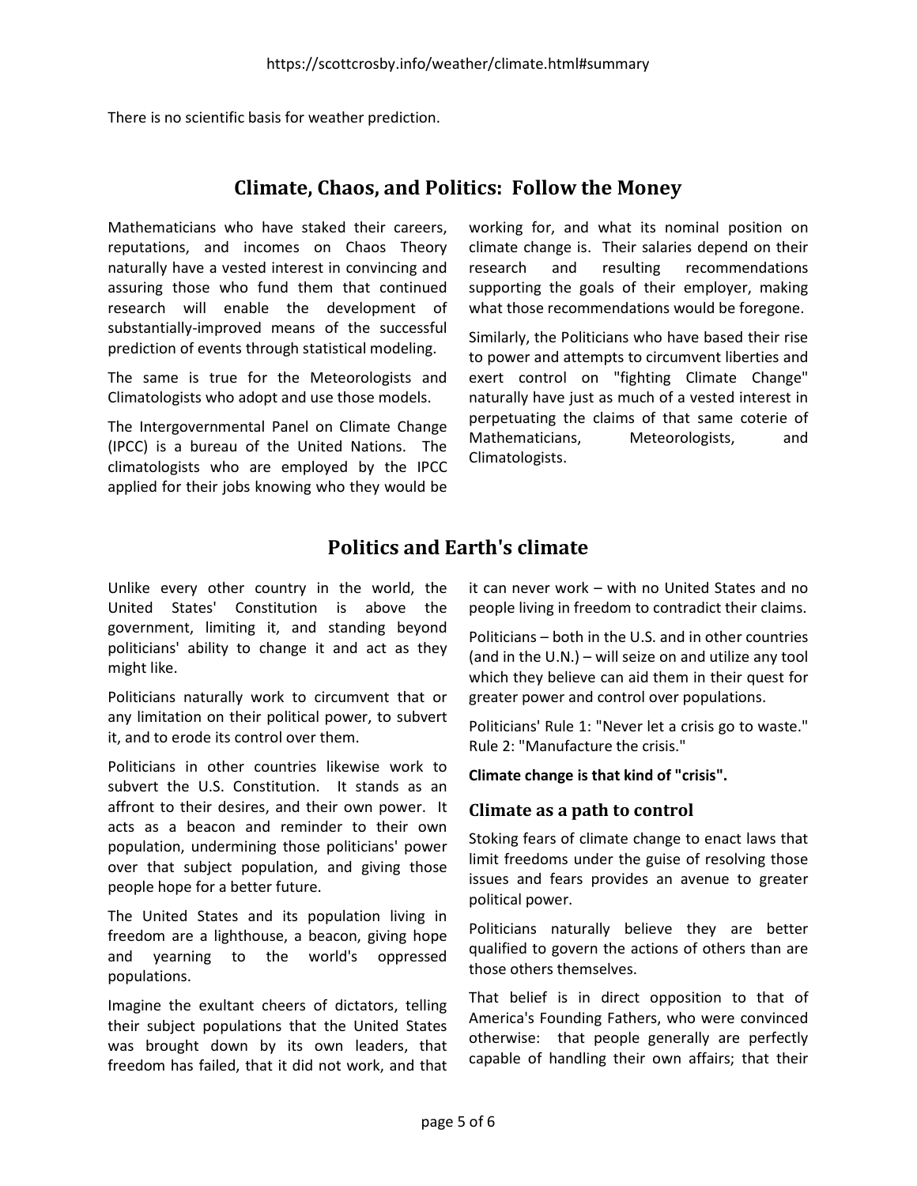There is no scientific basis for weather prediction.

## Climate, Chaos, and Politics: Follow the Money

Mathematicians who have staked their careers, reputations, and incomes on Chaos Theory naturally have a vested interest in convincing and assuring those who fund them that continued research will enable the development of substantially-improved means of the successful prediction of events through statistical modeling.

The same is true for the Meteorologists and Climatologists who adopt and use those models.

The Intergovernmental Panel on Climate Change (IPCC) is a bureau of the United Nations. The climatologists who are employed by the IPCC applied for their jobs knowing who they would be working for, and what its nominal position on climate change is. Their salaries depend on their research and resulting recommendations supporting the goals of their employer, making what those recommendations would be foregone.

Similarly, the Politicians who have based their rise to power and attempts to circumvent liberties and exert control on "fighting Climate Change" naturally have just as much of a vested interest in perpetuating the claims of that same coterie of Mathematicians, Meteorologists, and Climatologists.

## Politics and Earth's climate

Unlike every other country in the world, the United States' Constitution is above the government, limiting it, and standing beyond politicians' ability to change it and act as they might like.

Politicians naturally work to circumvent that or any limitation on their political power, to subvert it, and to erode its control over them.

Politicians in other countries likewise work to subvert the U.S. Constitution. It stands as an affront to their desires, and their own power. It acts as a beacon and reminder to their own population, undermining those politicians' power over that subject population, and giving those people hope for a better future.

The United States and its population living in freedom are a lighthouse, a beacon, giving hope and yearning to the world's oppressed populations.

Imagine the exultant cheers of dictators, telling their subject populations that the United States was brought down by its own leaders, that freedom has failed, that it did not work, and that it can never work – with no United States and no people living in freedom to contradict their claims.

Politicians – both in the U.S. and in other countries (and in the U.N.) – will seize on and utilize any tool which they believe can aid them in their quest for greater power and control over populations.

Politicians' Rule 1: "Never let a crisis go to waste." Rule 2: "Manufacture the crisis."

**Climate change is that kind of "crisis".**

### Climate as a path to control

Stoking fears of climate change to enact laws that limit freedoms under the guise of resolving those issues and fears provides an avenue to greater political power.

Politicians naturally believe they are better qualified to govern the actions of others than are those others themselves.

That belief is in direct opposition to that of America's Founding Fathers, who were convinced otherwise: that people generally are perfectly capable of handling their own affairs; that their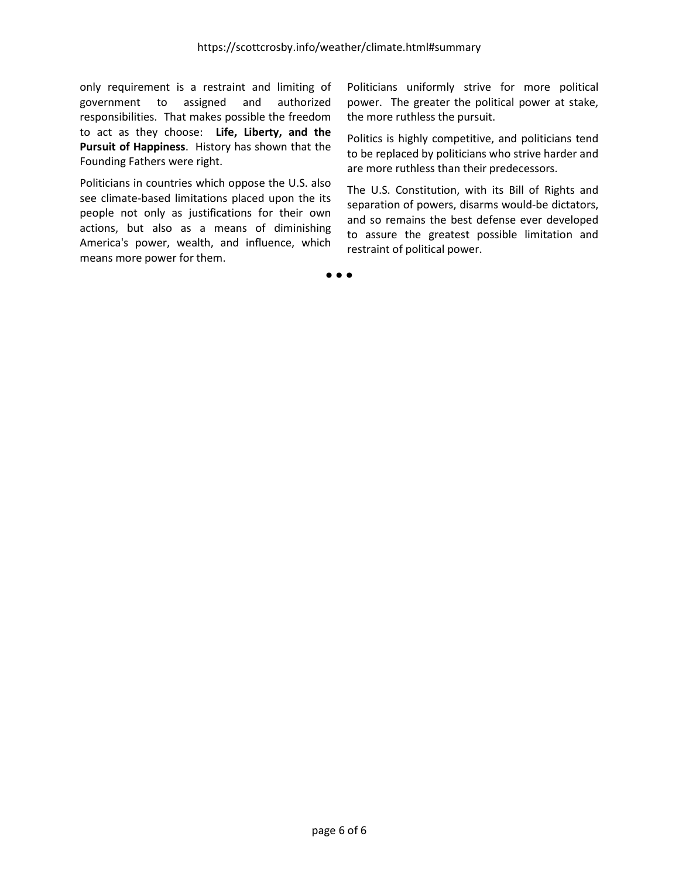only requirement is a restraint and limiting of government to assigned and authorized responsibilities. That makes possible the freedom to act as they choose: **Life, Liberty, and the Pursuit of Happiness**. History has shown that the Founding Fathers were right.

Politicians in countries which oppose the U.S. also see climate-based limitations placed upon the its people not only as justifications for their own actions, but also as a means of diminishing America's power, wealth, and influence, which means more power for them.

Politicians uniformly strive for more political power. The greater the political power at stake, the more ruthless the pursuit.

Politics is highly competitive, and politicians tend to be replaced by politicians who strive harder and are more ruthless than their predecessors.

The U.S. Constitution, with its Bill of Rights and separation of powers, disarms would-be dictators, and so remains the best defense ever developed to assure the greatest possible limitation and restraint of political power.

• • •